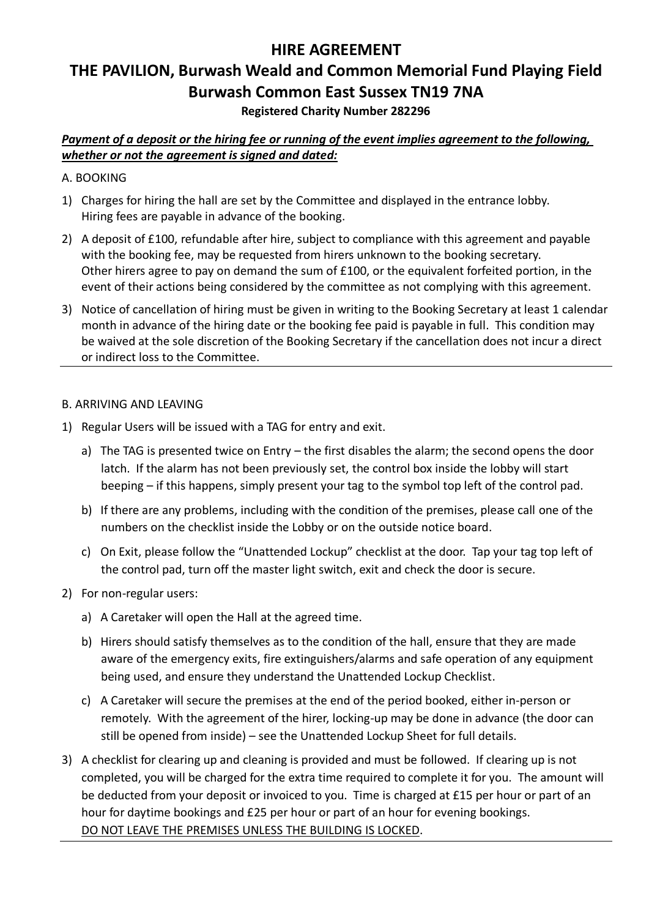# HIRE AGREEMENT

# THE PAVILION, Burwash Weald and Common Memorial Fund Playing Field Burwash Common East Sussex TN19 7NA

**Registered Charity Number 282296**

***Payment of a deposit or the hiring fee or running of the event implies agreement to the following, whether or not the agreement is signed and dated:***

A. BOOKING

1) Charges for hiring the hall are set by the Committee and displayed in the entrance lobby. Hiring fees are payable in advance of the booking.
2) A deposit of £100, refundable after hire, subject to compliance with this agreement and payable with the booking fee, may be requested from hirers unknown to the booking secretary. Other hirers agree to pay on demand the sum of £100, or the equivalent forfeited portion, in the event of their actions being considered by the committee as not complying with this agreement.
3) Notice of cancellation of hiring must be given in writing to the Booking Secretary at least 1 calendar month in advance of the hiring date or the booking fee paid is payable in full. This condition may be waived at the sole discretion of the Booking Secretary if the cancellation does not incur a direct or indirect loss to the Committee.

B. ARRIVING AND LEAVING

1) Regular Users will be issued with a TAG for entry and exit.
   a) The TAG is presented twice on Entry – the first disables the alarm; the second opens the door latch. If the alarm has not been previously set, the control box inside the lobby will start beeping – if this happens, simply present your tag to the symbol top left of the control pad.
   b) If there are any problems, including with the condition of the premises, please call one of the numbers on the checklist inside the Lobby or on the outside notice board.
   c) On Exit, please follow the "Unattended Lockup" checklist at the door. Tap your tag top left of the control pad, turn off the master light switch, exit and check the door is secure.
2) For non-regular users:
   a) A Caretaker will open the Hall at the agreed time.
   b) Hirers should satisfy themselves as to the condition of the hall, ensure that they are made aware of the emergency exits, fire extinguishers/alarms and safe operation of any equipment being used, and ensure they understand the Unattended Lockup Checklist.
   c) A Caretaker will secure the premises at the end of the period booked, either in-person or remotely. With the agreement of the hirer, locking-up may be done in advance (the door can still be opened from inside) – see the Unattended Lockup Sheet for full details.
3) A checklist for clearing up and cleaning is provided and must be followed. If clearing up is not completed, you will be charged for the extra time required to complete it for you. The amount will be deducted from your deposit or invoiced to you. Time is charged at £15 per hour or part of an hour for daytime bookings and £25 per hour or part of an hour for evening bookings. <u>DO NOT LEAVE THE PREMISES UNLESS THE BUILDING IS LOCKED</u>.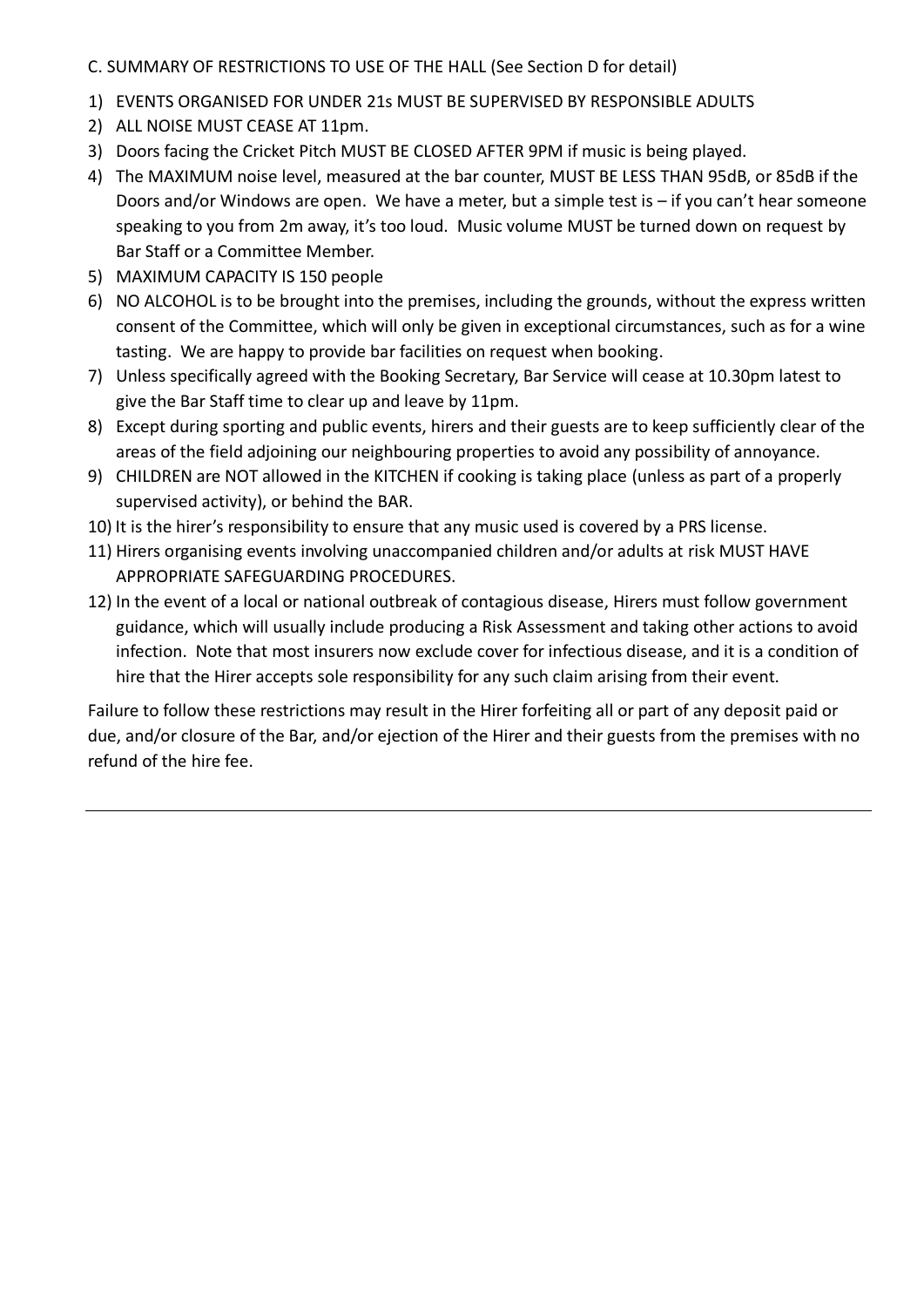## C. SUMMARY OF RESTRICTIONS TO USE OF THE HALL (See Section D for detail)

1) EVENTS ORGANISED FOR UNDER 21s MUST BE SUPERVISED BY RESPONSIBLE ADULTS
2) ALL NOISE MUST CEASE AT 11pm.
3) Doors facing the Cricket Pitch MUST BE CLOSED AFTER 9PM if music is being played.
4) The MAXIMUM noise level, measured at the bar counter, MUST BE LESS THAN 95dB, or 85dB if the Doors and/or Windows are open. We have a meter, but a simple test is – if you can't hear someone speaking to you from 2m away, it's too loud. Music volume MUST be turned down on request by Bar Staff or a Committee Member.
5) MAXIMUM CAPACITY IS 150 people
6) NO ALCOHOL is to be brought into the premises, including the grounds, without the express written consent of the Committee, which will only be given in exceptional circumstances, such as for a wine tasting. We are happy to provide bar facilities on request when booking.
7) Unless specifically agreed with the Booking Secretary, Bar Service will cease at 10.30pm latest to give the Bar Staff time to clear up and leave by 11pm.
8) Except during sporting and public events, hirers and their guests are to keep sufficiently clear of the areas of the field adjoining our neighbouring properties to avoid any possibility of annoyance.
9) CHILDREN are NOT allowed in the KITCHEN if cooking is taking place (unless as part of a properly supervised activity), or behind the BAR.
10) It is the hirer's responsibility to ensure that any music used is covered by a PRS license.
11) Hirers organising events involving unaccompanied children and/or adults at risk MUST HAVE APPROPRIATE SAFEGUARDING PROCEDURES.
12) In the event of a local or national outbreak of contagious disease, Hirers must follow government guidance, which will usually include producing a Risk Assessment and taking other actions to avoid infection. Note that most insurers now exclude cover for infectious disease, and it is a condition of hire that the Hirer accepts sole responsibility for any such claim arising from their event.

Failure to follow these restrictions may result in the Hirer forfeiting all or part of any deposit paid or due, and/or closure of the Bar, and/or ejection of the Hirer and their guests from the premises with no refund of the hire fee.

---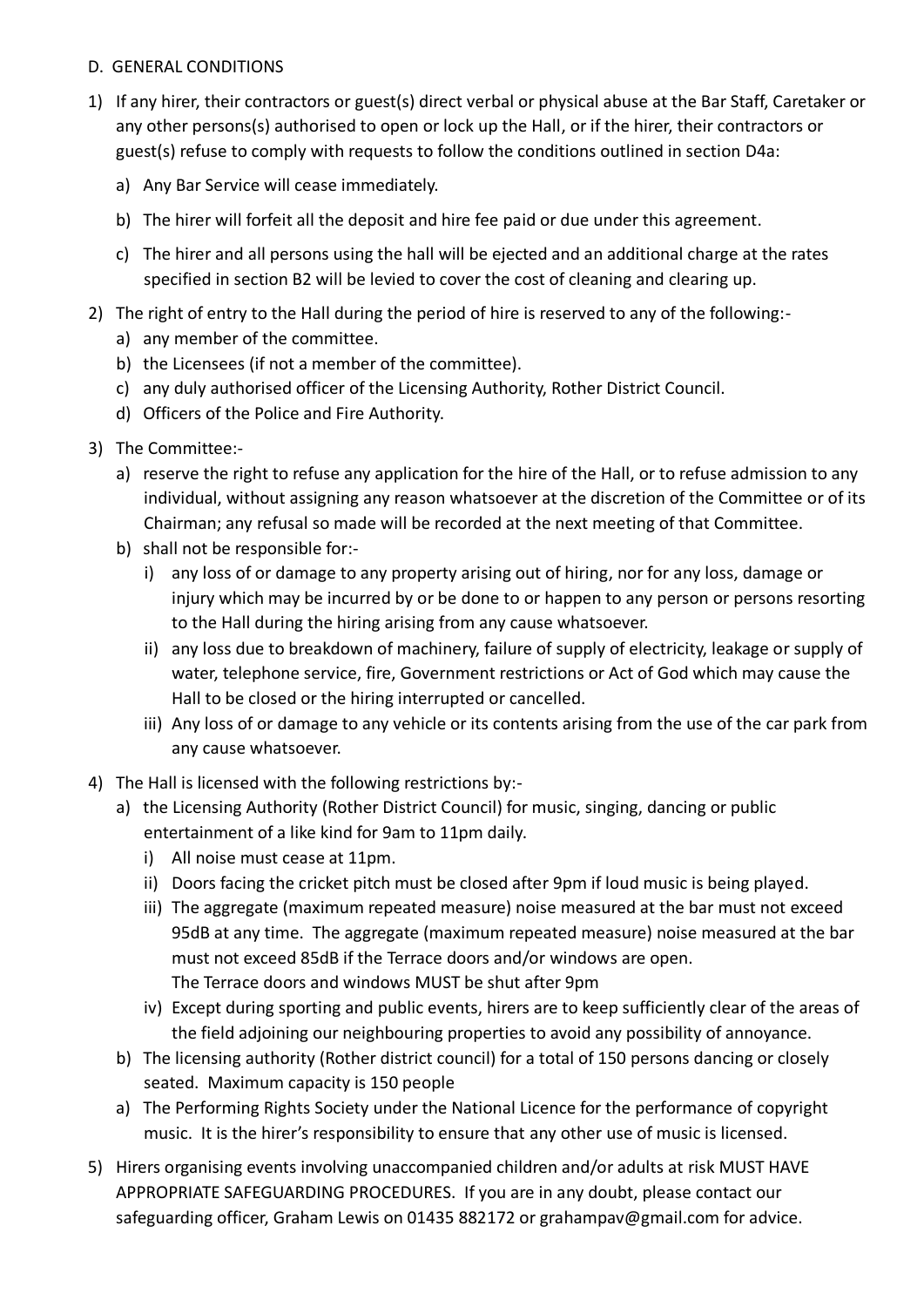D. GENERAL CONDITIONS

1) If any hirer, their contractors or guest(s) direct verbal or physical abuse at the Bar Staff, Caretaker or any other persons(s) authorised to open or lock up the Hall, or if the hirer, their contractors or guest(s) refuse to comply with requests to follow the conditions outlined in section D4a:

   a) Any Bar Service will cease immediately.

   b) The hirer will forfeit all the deposit and hire fee paid or due under this agreement.

   c) The hirer and all persons using the hall will be ejected and an additional charge at the rates specified in section B2 will be levied to cover the cost of cleaning and clearing up.

2) The right of entry to the Hall during the period of hire is reserved to any of the following:-
   a) any member of the committee.
   b) the Licensees (if not a member of the committee).
   c) any duly authorised officer of the Licensing Authority, Rother District Council.
   d) Officers of the Police and Fire Authority.

3) The Committee:-
   a) reserve the right to refuse any application for the hire of the Hall, or to refuse admission to any individual, without assigning any reason whatsoever at the discretion of the Committee or of its Chairman; any refusal so made will be recorded at the next meeting of that Committee.
   b) shall not be responsible for:-
      i) any loss of or damage to any property arising out of hiring, nor for any loss, damage or injury which may be incurred by or be done to or happen to any person or persons resorting to the Hall during the hiring arising from any cause whatsoever.
      ii) any loss due to breakdown of machinery, failure of supply of electricity, leakage or supply of water, telephone service, fire, Government restrictions or Act of God which may cause the Hall to be closed or the hiring interrupted or cancelled.
      iii) Any loss of or damage to any vehicle or its contents arising from the use of the car park from any cause whatsoever.

4) The Hall is licensed with the following restrictions by:-
   a) the Licensing Authority (Rother District Council) for music, singing, dancing or public entertainment of a like kind for 9am to 11pm daily.
      i) All noise must cease at 11pm.
      ii) Doors facing the cricket pitch must be closed after 9pm if loud music is being played.
      iii) The aggregate (maximum repeated measure) noise measured at the bar must not exceed 95dB at any time. The aggregate (maximum repeated measure) noise measured at the bar must not exceed 85dB if the Terrace doors and/or windows are open.
      The Terrace doors and windows MUST be shut after 9pm
      iv) Except during sporting and public events, hirers are to keep sufficiently clear of the areas of the field adjoining our neighbouring properties to avoid any possibility of annoyance.
   b) The licensing authority (Rother district council) for a total of 150 persons dancing or closely seated. Maximum capacity is 150 people
   a) The Performing Rights Society under the National Licence for the performance of copyright music. It is the hirer's responsibility to ensure that any other use of music is licensed.

5) Hirers organising events involving unaccompanied children and/or adults at risk MUST HAVE APPROPRIATE SAFEGUARDING PROCEDURES. If you are in any doubt, please contact our safeguarding officer, Graham Lewis on 01435 882172 or grahampav@gmail.com for advice.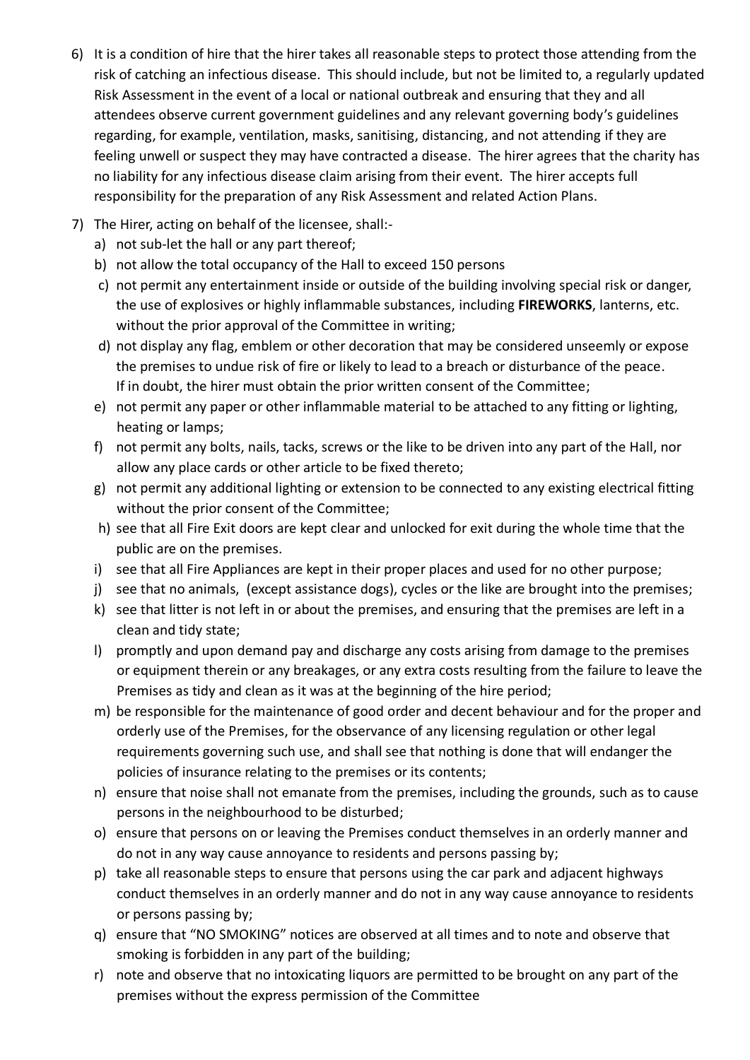6) It is a condition of hire that the hirer takes all reasonable steps to protect those attending from the risk of catching an infectious disease. This should include, but not be limited to, a regularly updated Risk Assessment in the event of a local or national outbreak and ensuring that they and all attendees observe current government guidelines and any relevant governing body's guidelines regarding, for example, ventilation, masks, sanitising, distancing, and not attending if they are feeling unwell or suspect they may have contracted a disease. The hirer agrees that the charity has no liability for any infectious disease claim arising from their event. The hirer accepts full responsibility for the preparation of any Risk Assessment and related Action Plans.

7) The Hirer, acting on behalf of the licensee, shall:-
   a) not sub-let the hall or any part thereof;
   b) not allow the total occupancy of the Hall to exceed 150 persons
   c) not permit any entertainment inside or outside of the building involving special risk or danger, the use of explosives or highly inflammable substances, including **FIREWORKS**, lanterns, etc. without the prior approval of the Committee in writing;
   d) not display any flag, emblem or other decoration that may be considered unseemly or expose the premises to undue risk of fire or likely to lead to a breach or disturbance of the peace. If in doubt, the hirer must obtain the prior written consent of the Committee;
   e) not permit any paper or other inflammable material to be attached to any fitting or lighting, heating or lamps;
   f) not permit any bolts, nails, tacks, screws or the like to be driven into any part of the Hall, nor allow any place cards or other article to be fixed thereto;
   g) not permit any additional lighting or extension to be connected to any existing electrical fitting without the prior consent of the Committee;
   h) see that all Fire Exit doors are kept clear and unlocked for exit during the whole time that the public are on the premises.
   i) see that all Fire Appliances are kept in their proper places and used for no other purpose;
   j) see that no animals, (except assistance dogs), cycles or the like are brought into the premises;
   k) see that litter is not left in or about the premises, and ensuring that the premises are left in a clean and tidy state;
   l) promptly and upon demand pay and discharge any costs arising from damage to the premises or equipment therein or any breakages, or any extra costs resulting from the failure to leave the Premises as tidy and clean as it was at the beginning of the hire period;
   m) be responsible for the maintenance of good order and decent behaviour and for the proper and orderly use of the Premises, for the observance of any licensing regulation or other legal requirements governing such use, and shall see that nothing is done that will endanger the policies of insurance relating to the premises or its contents;
   n) ensure that noise shall not emanate from the premises, including the grounds, such as to cause persons in the neighbourhood to be disturbed;
   o) ensure that persons on or leaving the Premises conduct themselves in an orderly manner and do not in any way cause annoyance to residents and persons passing by;
   p) take all reasonable steps to ensure that persons using the car park and adjacent highways conduct themselves in an orderly manner and do not in any way cause annoyance to residents or persons passing by;
   q) ensure that "NO SMOKING" notices are observed at all times and to note and observe that smoking is forbidden in any part of the building;
   r) note and observe that no intoxicating liquors are permitted to be brought on any part of the premises without the express permission of the Committee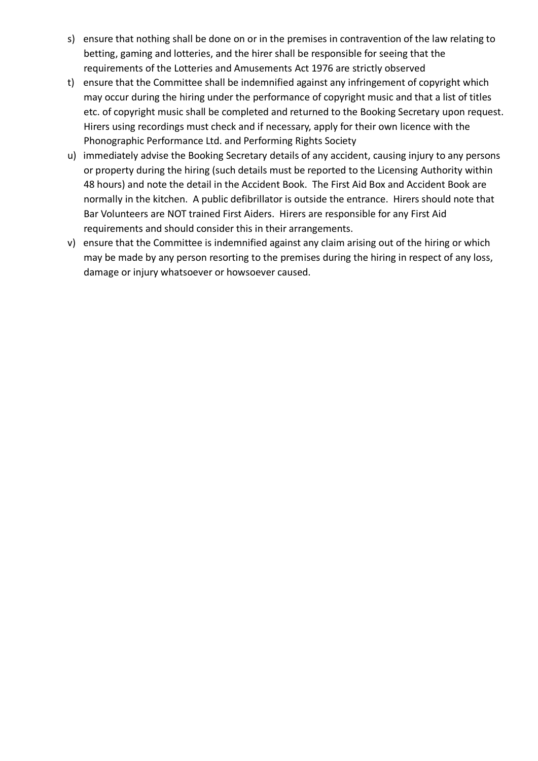s) ensure that nothing shall be done on or in the premises in contravention of the law relating to betting, gaming and lotteries, and the hirer shall be responsible for seeing that the requirements of the Lotteries and Amusements Act 1976 are strictly observed

t) ensure that the Committee shall be indemnified against any infringement of copyright which may occur during the hiring under the performance of copyright music and that a list of titles etc. of copyright music shall be completed and returned to the Booking Secretary upon request. Hirers using recordings must check and if necessary, apply for their own licence with the Phonographic Performance Ltd. and Performing Rights Society

u) immediately advise the Booking Secretary details of any accident, causing injury to any persons or property during the hiring (such details must be reported to the Licensing Authority within 48 hours) and note the detail in the Accident Book. The First Aid Box and Accident Book are normally in the kitchen. A public defibrillator is outside the entrance. Hirers should note that Bar Volunteers are NOT trained First Aiders. Hirers are responsible for any First Aid requirements and should consider this in their arrangements.

v) ensure that the Committee is indemnified against any claim arising out of the hiring or which may be made by any person resorting to the premises during the hiring in respect of any loss, damage or injury whatsoever or howsoever caused.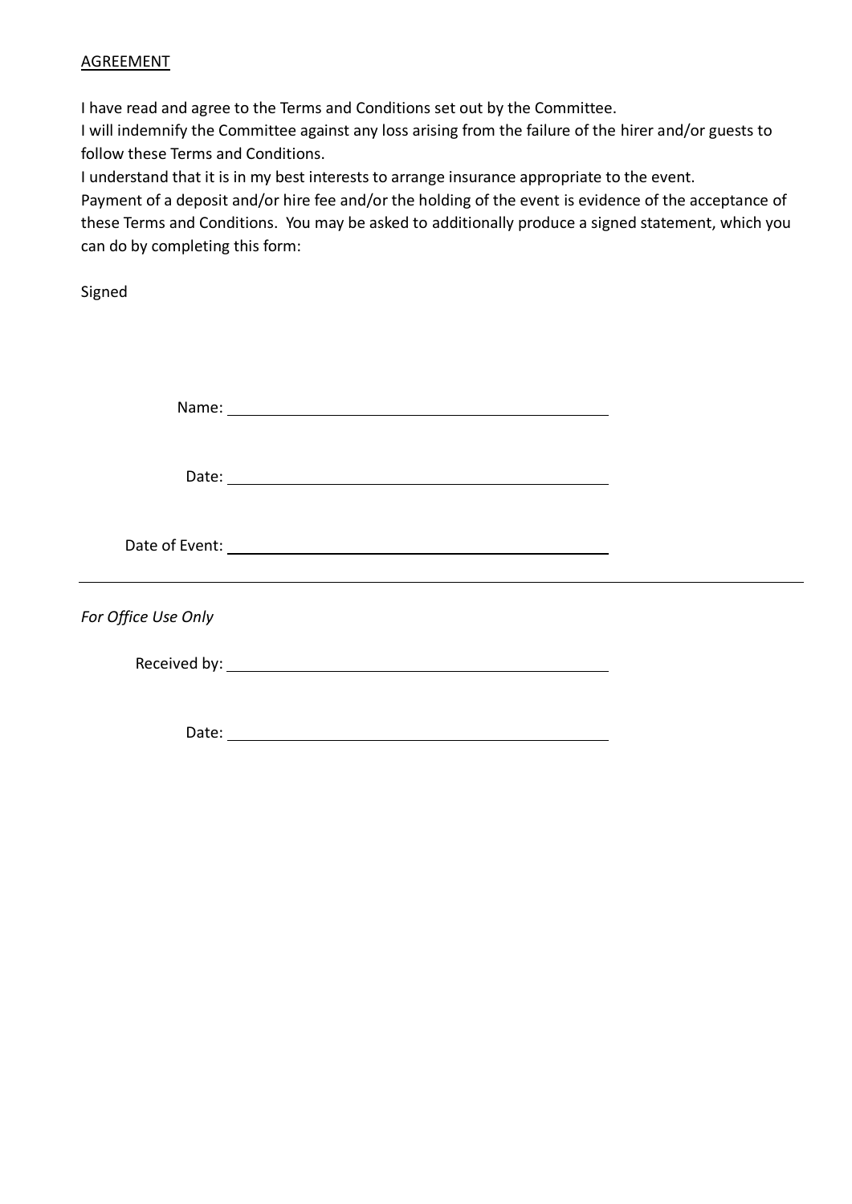AGREEMENT

I have read and agree to the Terms and Conditions set out by the Committee.
I will indemnify the Committee against any loss arising from the failure of the hirer and/or guests to follow these Terms and Conditions.
I understand that it is in my best interests to arrange insurance appropriate to the event.
Payment of a deposit and/or hire fee and/or the holding of the event is evidence of the acceptance of these Terms and Conditions. You may be asked to additionally produce a signed statement, which you can do by completing this form:

Signed

Name: ______________________________

Date: ______________________________

Date of Event: ______________________________

---

*For Office Use Only*

Received by: ______________________________

Date: ______________________________